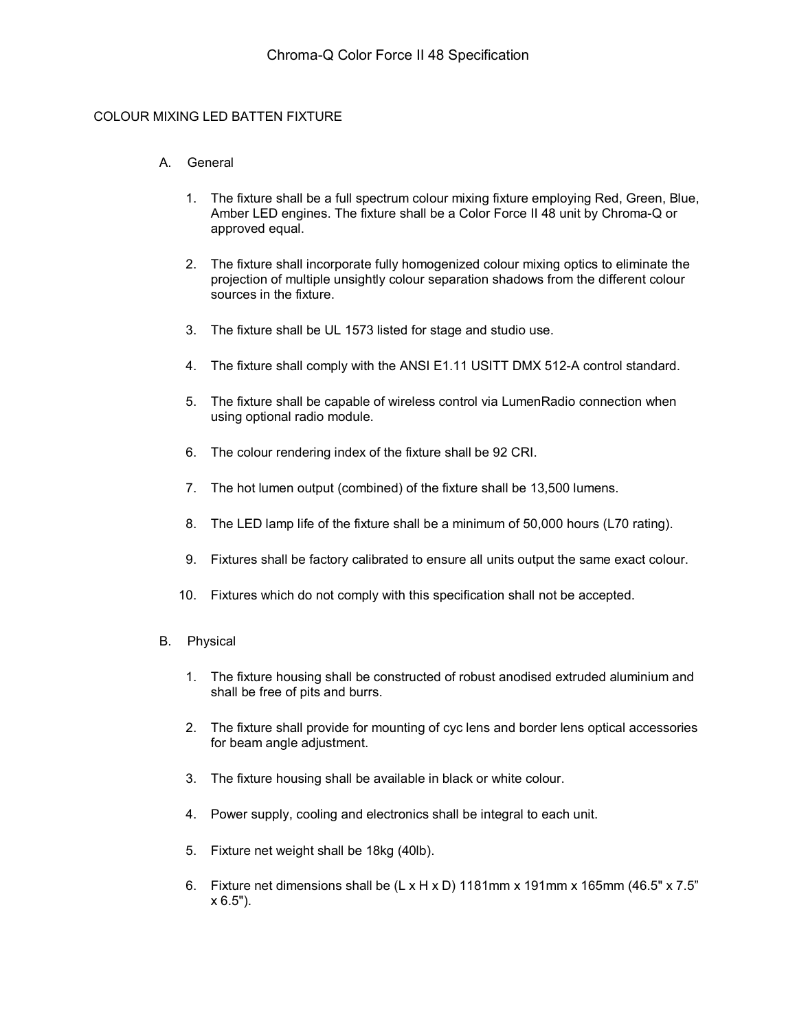# Chroma-Q Color Force II 48 Specification

## COLOUR MIXING LED BATTEN FIXTURE

### A. General

1. The fixture shall be a full spectrum colour mixing fixture employing Red, Green, Blue, Amber LED engines. The fixture shall be a Color Force II 48 unit by Chroma-Q or approved equal.
2. The fixture shall incorporate fully homogenized colour mixing optics to eliminate the projection of multiple unsightly colour separation shadows from the different colour sources in the fixture.
3. The fixture shall be UL 1573 listed for stage and studio use.
4. The fixture shall comply with the ANSI E1.11 USITT DMX 512-A control standard.
5. The fixture shall be capable of wireless control via LumenRadio connection when using optional radio module.
6. The colour rendering index of the fixture shall be 92 CRI.
7. The hot lumen output (combined) of the fixture shall be 13,500 lumens.
8. The LED lamp life of the fixture shall be a minimum of 50,000 hours (L70 rating).
9. Fixtures shall be factory calibrated to ensure all units output the same exact colour.
10. Fixtures which do not comply with this specification shall not be accepted.

### B. Physical

1. The fixture housing shall be constructed of robust anodised extruded aluminium and shall be free of pits and burrs.
2. The fixture shall provide for mounting of cyc lens and border lens optical accessories for beam angle adjustment.
3. The fixture housing shall be available in black or white colour.
4. Power supply, cooling and electronics shall be integral to each unit.
5. Fixture net weight shall be 18kg (40lb).
6. Fixture net dimensions shall be (L x H x D) 1181mm x 191mm x 165mm (46.5" x 7.5" x 6.5").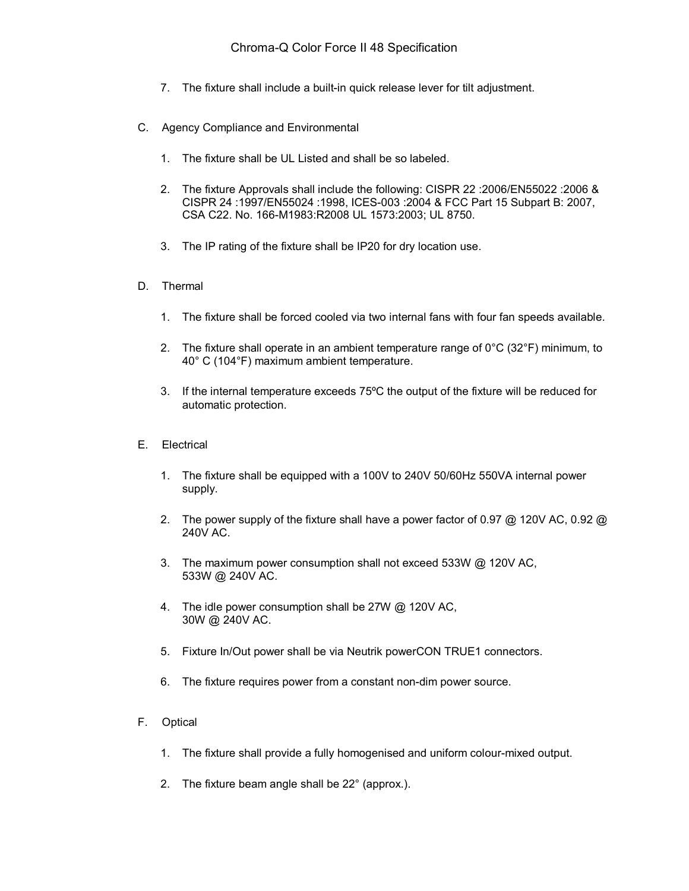7. The fixture shall include a built-in quick release lever for tilt adjustment.

C. Agency Compliance and Environmental

1. The fixture shall be UL Listed and shall be so labeled.

2. The fixture Approvals shall include the following: CISPR 22 :2006/EN55022 :2006 & CISPR 24 :1997/EN55024 :1998, ICES-003 :2004 & FCC Part 15 Subpart B: 2007, CSA C22. No. 166-M1983:R2008 UL 1573:2003; UL 8750.

3. The IP rating of the fixture shall be IP20 for dry location use.

D. Thermal

1. The fixture shall be forced cooled via two internal fans with four fan speeds available.

2. The fixture shall operate in an ambient temperature range of 0°C (32°F) minimum, to 40° C (104°F) maximum ambient temperature.

3. If the internal temperature exceeds 75ºC the output of the fixture will be reduced for automatic protection.

E. Electrical

1. The fixture shall be equipped with a 100V to 240V 50/60Hz 550VA internal power supply.

2. The power supply of the fixture shall have a power factor of 0.97 @ 120V AC, 0.92 @ 240V AC.

3. The maximum power consumption shall not exceed 533W @ 120V AC, 533W @ 240V AC.

4. The idle power consumption shall be 27W @ 120V AC, 30W @ 240V AC.

5. Fixture In/Out power shall be via Neutrik powerCON TRUE1 connectors.

6. The fixture requires power from a constant non-dim power source.

F. Optical

1. The fixture shall provide a fully homogenised and uniform colour-mixed output.

2. The fixture beam angle shall be 22° (approx.).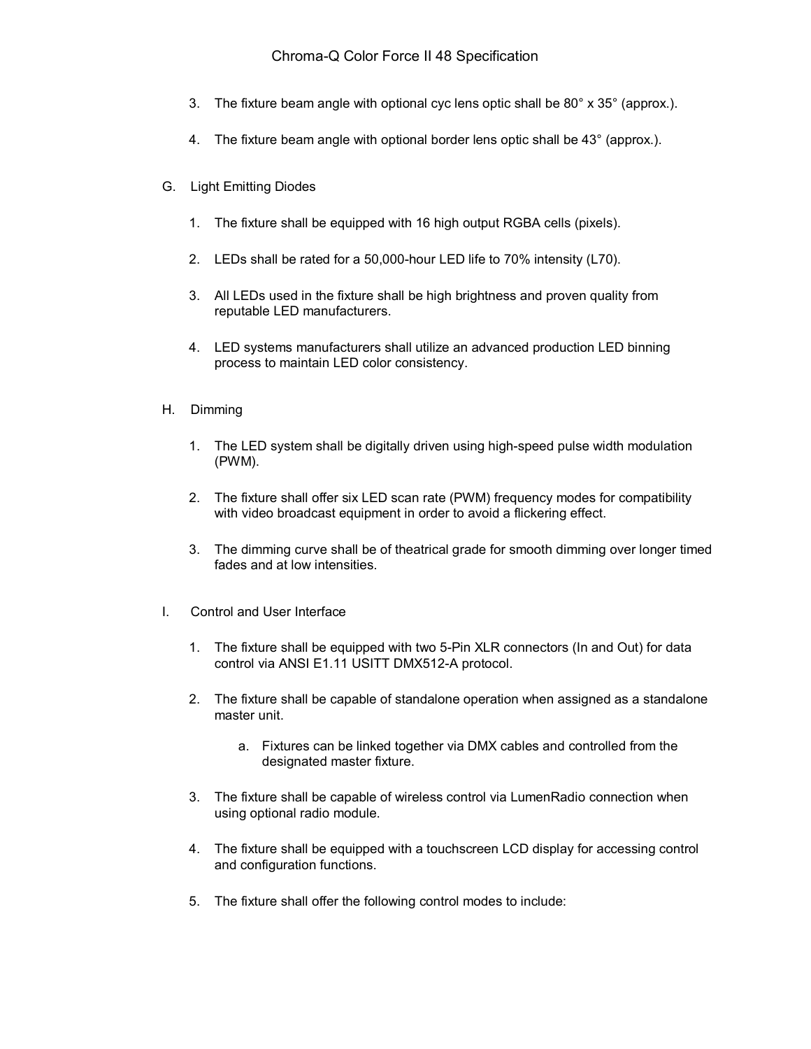3. The fixture beam angle with optional cyc lens optic shall be 80° x 35° (approx.).

4. The fixture beam angle with optional border lens optic shall be 43° (approx.).

G. Light Emitting Diodes

1. The fixture shall be equipped with 16 high output RGBA cells (pixels).

2. LEDs shall be rated for a 50,000-hour LED life to 70% intensity (L70).

3. All LEDs used in the fixture shall be high brightness and proven quality from reputable LED manufacturers.

4. LED systems manufacturers shall utilize an advanced production LED binning process to maintain LED color consistency.

H. Dimming

1. The LED system shall be digitally driven using high-speed pulse width modulation (PWM).

2. The fixture shall offer six LED scan rate (PWM) frequency modes for compatibility with video broadcast equipment in order to avoid a flickering effect.

3. The dimming curve shall be of theatrical grade for smooth dimming over longer timed fades and at low intensities.

I. Control and User Interface

1. The fixture shall be equipped with two 5-Pin XLR connectors (In and Out) for data control via ANSI E1.11 USITT DMX512-A protocol.

2. The fixture shall be capable of standalone operation when assigned as a standalone master unit.

   a. Fixtures can be linked together via DMX cables and controlled from the designated master fixture.

3. The fixture shall be capable of wireless control via LumenRadio connection when using optional radio module.

4. The fixture shall be equipped with a touchscreen LCD display for accessing control and configuration functions.

5. The fixture shall offer the following control modes to include: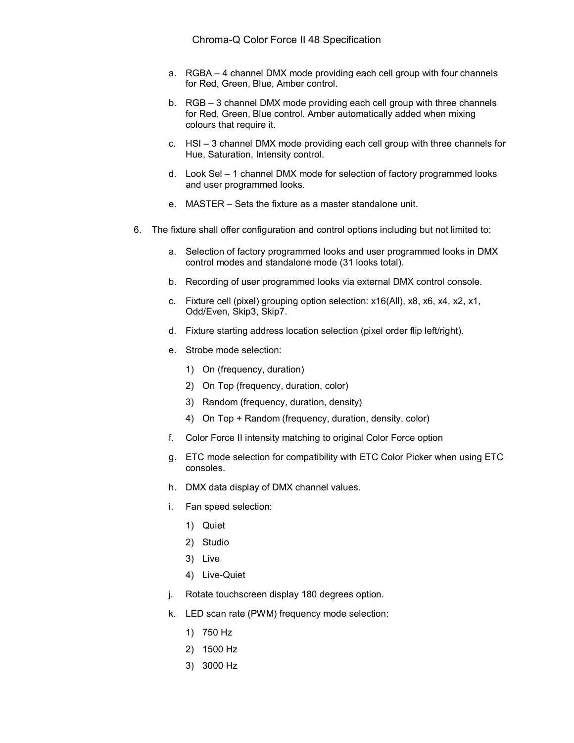a. RGBA – 4 channel DMX mode providing each cell group with four channels for Red, Green, Blue, Amber control.

b. RGB – 3 channel DMX mode providing each cell group with three channels for Red, Green, Blue control. Amber automatically added when mixing colours that require it.

c. HSI – 3 channel DMX mode providing each cell group with three channels for Hue, Saturation, Intensity control.

d. Look Sel – 1 channel DMX mode for selection of factory programmed looks and user programmed looks.

e. MASTER – Sets the fixture as a master standalone unit.

6. The fixture shall offer configuration and control options including but not limited to:

   a. Selection of factory programmed looks and user programmed looks in DMX control modes and standalone mode (31 looks total).

   b. Recording of user programmed looks via external DMX control console.

   c. Fixture cell (pixel) grouping option selection: x16(All), x8, x6, x4, x2, x1, Odd/Even, Skip3, Skip7.

   d. Fixture starting address location selection (pixel order flip left/right).

   e. Strobe mode selection:

      1) On (frequency, duration)
      2) On Top (frequency, duration, color)
      3) Random (frequency, duration, density)
      4) On Top + Random (frequency, duration, density, color)

   f. Color Force II intensity matching to original Color Force option

   g. ETC mode selection for compatibility with ETC Color Picker when using ETC consoles.

   h. DMX data display of DMX channel values.

   i. Fan speed selection:

      1) Quiet
      2) Studio
      3) Live
      4) Live-Quiet

   j. Rotate touchscreen display 180 degrees option.

   k. LED scan rate (PWM) frequency mode selection:

      1) 750 Hz
      2) 1500 Hz
      3) 3000 Hz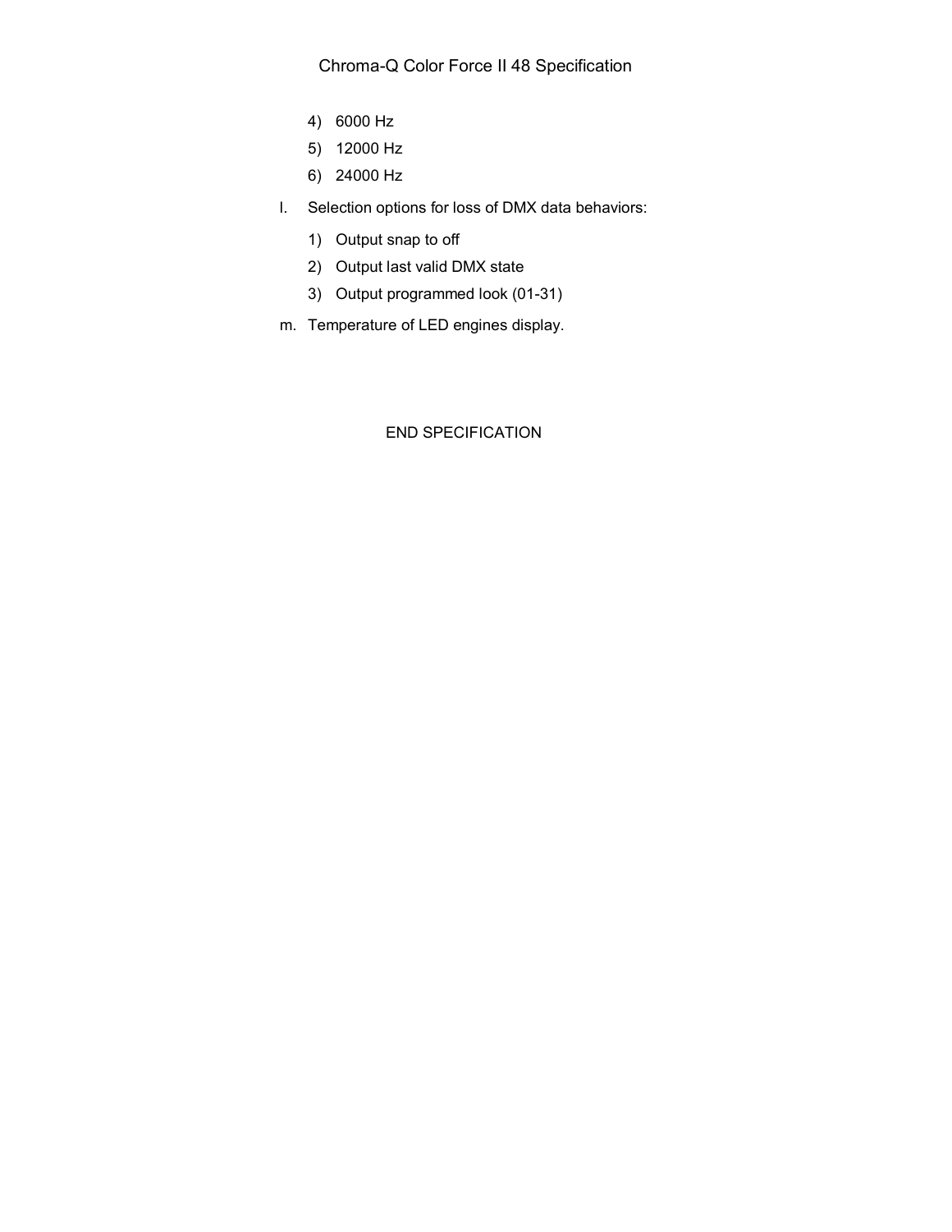4) 6000 Hz
5) 12000 Hz
6) 24000 Hz

l. Selection options for loss of DMX data behaviors:

1) Output snap to off
2) Output last valid DMX state
3) Output programmed look (01-31)

m. Temperature of LED engines display.

END SPECIFICATION